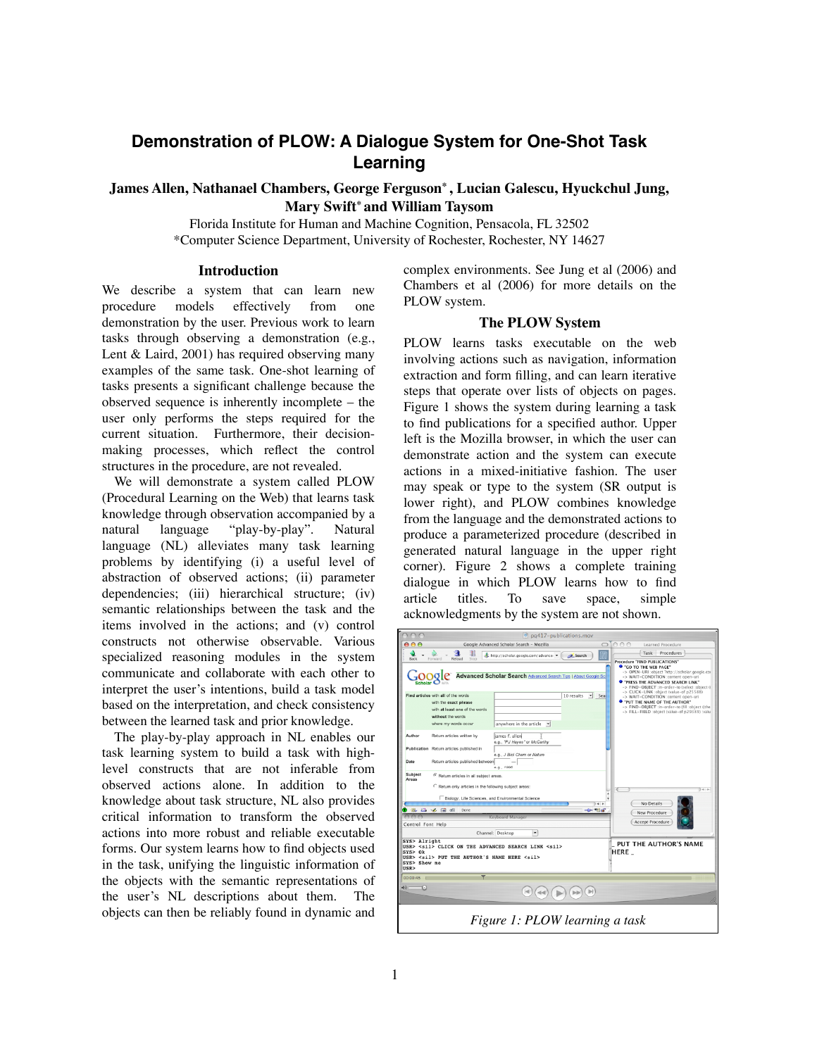# Demonstration of PLOW: A Dialogue System for One-Shot Task Learning

**James Allen, Nathanael Chambers, George Ferguson\*, Lucian Galescu, Hyuckchul Jung, Mary Swift\* and William Taysom**

Florida Institute for Human and Machine Cognition, Pensacola, FL 32502
\*Computer Science Department, University of Rochester, Rochester, NY 14627

## Introduction

We describe a system that can learn new procedure models effectively from one demonstration by the user. Previous work to learn tasks through observing a demonstration (e.g., Lent & Laird, 2001) has required observing many examples of the same task. One-shot learning of tasks presents a significant challenge because the observed sequence is inherently incomplete – the user only performs the steps required for the current situation. Furthermore, their decision-making processes, which reflect the control structures in the procedure, are not revealed.

We will demonstrate a system called PLOW (Procedural Learning on the Web) that learns task knowledge through observation accompanied by a natural language "play-by-play". Natural language (NL) alleviates many task learning problems by identifying (i) a useful level of abstraction of observed actions; (ii) parameter dependencies; (iii) hierarchical structure; (iv) semantic relationships between the task and the items involved in the actions; and (v) control constructs not otherwise observable. Various specialized reasoning modules in the system communicate and collaborate with each other to interpret the user's intentions, build a task model based on the interpretation, and check consistency between the learned task and prior knowledge.

The play-by-play approach in NL enables our task learning system to build a task with high-level constructs that are not inferable from observed actions alone. In addition to the knowledge about task structure, NL also provides critical information to transform the observed actions into more robust and reliable executable forms. Our system learns how to find objects used in the task, unifying the linguistic information of the objects with the semantic representations of the user's NL descriptions about them. The objects can then be reliably found in dynamic and complex environments. See Jung et al (2006) and Chambers et al (2006) for more details on the PLOW system.

## The PLOW System

PLOW learns tasks executable on the web involving actions such as navigation, information extraction and form filling, and can learn iterative steps that operate over lists of objects on pages. Figure 1 shows the system during learning a task to find publications for a specified author. Upper left is the Mozilla browser, in which the user can demonstrate action and the system can execute actions in a mixed-initiative fashion. The user may speak or type to the system (SR output is lower right), and PLOW combines knowledge from the language and the demonstrated actions to produce a parameterized procedure (described in generated natural language in the upper right corner). Figure 2 shows a complete training dialogue in which PLOW learns how to find article titles. To save space, simple acknowledgments by the system are not shown.

*Figure 1: PLOW learning a task*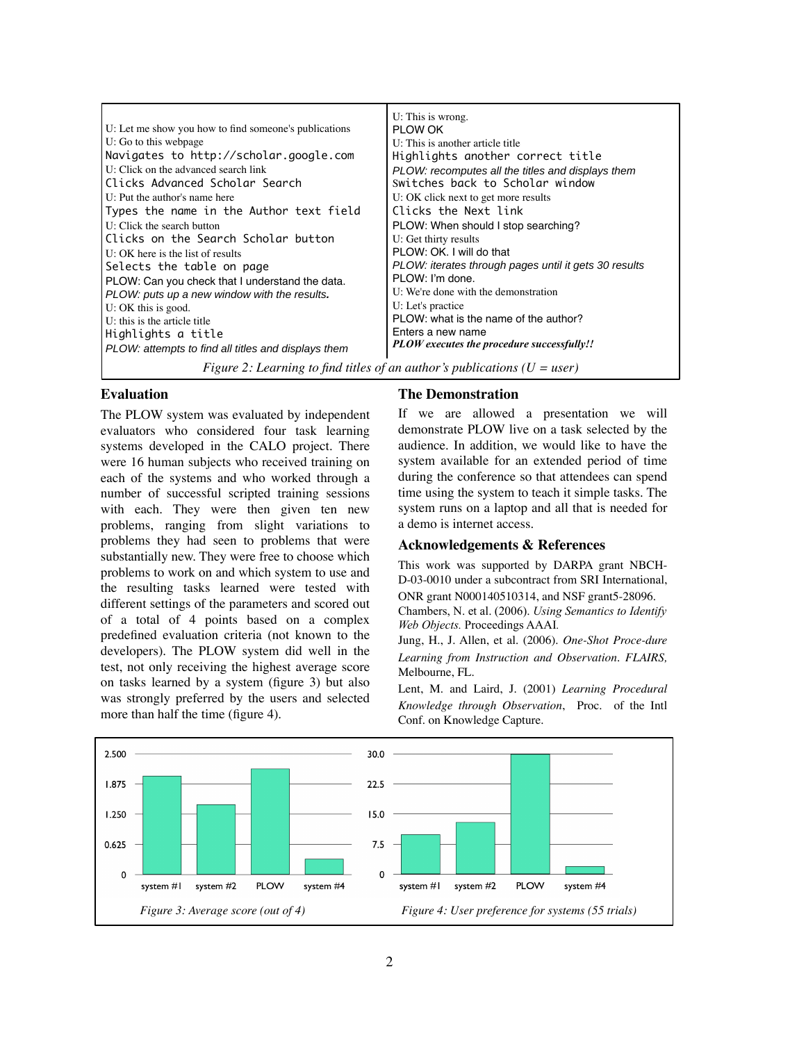U: Let me show you how to find someone's publications
U: Go to this webpage
`Navigates to http://scholar.google.com`
U: Click on the advanced search link
`Clicks Advanced Scholar Search`
U: Put the author's name here
`Types the name in the Author text field`
U: Click the search button
`Clicks on the Search Scholar button`
U: OK here is the list of results
`Selects the table on page`
PLOW: Can you check that I understand the data.
*PLOW: puts up a new window with the results.*
U: OK this is good.
U: this is the article title
`Highlights a title`
*PLOW: attempts to find all titles and displays them*
U: This is wrong.
PLOW OK
U: This is another article title
`Highlights another correct title`
*PLOW: recomputes all the titles and displays them*
`Switches back to Scholar window`
U: OK click next to get more results
`Clicks the Next link`
PLOW: When should I stop searching?
U: Get thirty results
PLOW: OK. I will do that
*PLOW: iterates through pages until it gets 30 results*
PLOW: I'm done.
U: We're done with the demonstration
U: Let's practice
PLOW: what is the name of the author?
Enters a new name
***PLOW executes the procedure successfully!!***

*Figure 2: Learning to find titles of an author's publications (U = user)*

## Evaluation

The PLOW system was evaluated by independent evaluators who considered four task learning systems developed in the CALO project. There were 16 human subjects who received training on each of the systems and who worked through a number of successful scripted training sessions with each. They were then given ten new problems, ranging from slight variations to problems they had seen to problems that were substantially new. They were free to choose which problems to work on and which system to use and the resulting tasks learned were tested with different settings of the parameters and scored out of a total of 4 points based on a complex predefined evaluation criteria (not known to the developers). The PLOW system did well in the test, not only receiving the highest average score on tasks learned by a system (figure 3) but also was strongly preferred by the users and selected more than half the time (figure 4).

## The Demonstration

If we are allowed a presentation we will demonstrate PLOW live on a task selected by the audience. In addition, we would like to have the system available for an extended period of time during the conference so that attendees can spend time using the system to teach it simple tasks. The system runs on a laptop and all that is needed for a demo is internet access.

## Acknowledgements & References

This work was supported by DARPA grant NBCH-D-03-0010 under a subcontract from SRI International, ONR grant N000140510314, and NSF grant5-28096.

Chambers, N. et al. (2006). *Using Semantics to Identify Web Objects.* Proceedings AAAI.

Jung, H., J. Allen, et al. (2006). *One-Shot Proce-dure Learning from Instruction and Observation. FLAIRS,* Melbourne, FL.

Lent, M. and Laird, J. (2001) *Learning Procedural Knowledge through Observation*, Proc. of the Intl Conf. on Knowledge Capture.

2.500
1.875
1.250
0.625
0
system #1
system #2
PLOW
system #4

*Figure 3: Average score (out of 4)*

30.0
22.5
15.0
7.5
0
system #1
system #2
PLOW
system #4

*Figure 4: User preference for systems (55 trials)*